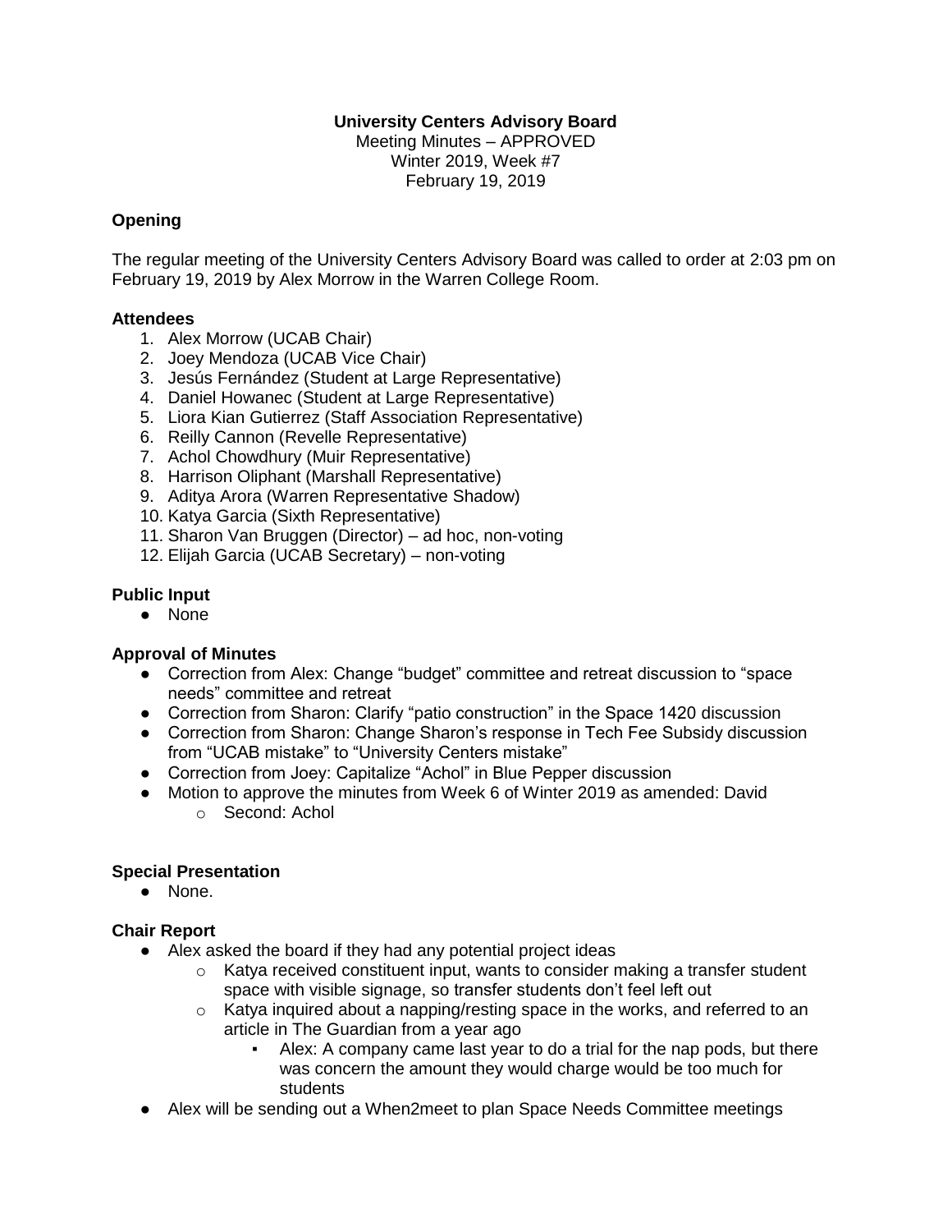**University Centers Advisory Board**

Meeting Minutes – APPROVED
Winter 2019, Week #7
February 19, 2019

## Opening

The regular meeting of the University Centers Advisory Board was called to order at 2:03 pm on February 19, 2019 by Alex Morrow in the Warren College Room.

### Attendees

1. Alex Morrow (UCAB Chair)
2. Joey Mendoza (UCAB Vice Chair)
3. Jesús Fernández (Student at Large Representative)
4. Daniel Howanec (Student at Large Representative)
5. Liora Kian Gutierrez (Staff Association Representative)
6. Reilly Cannon (Revelle Representative)
7. Achol Chowdhury (Muir Representative)
8. Harrison Oliphant (Marshall Representative)
9. Aditya Arora (Warren Representative Shadow)
10. Katya Garcia (Sixth Representative)
11. Sharon Van Bruggen (Director) – ad hoc, non-voting
12. Elijah Garcia (UCAB Secretary) – non-voting

### Public Input

- None

### Approval of Minutes

- Correction from Alex: Change "budget" committee and retreat discussion to "space needs" committee and retreat
- Correction from Sharon: Clarify "patio construction" in the Space 1420 discussion
- Correction from Sharon: Change Sharon's response in Tech Fee Subsidy discussion from "UCAB mistake" to "University Centers mistake"
- Correction from Joey: Capitalize "Achol" in Blue Pepper discussion
- Motion to approve the minutes from Week 6 of Winter 2019 as amended: David
  - Second: Achol

### Special Presentation

- None.

### Chair Report

- Alex asked the board if they had any potential project ideas
  - Katya received constituent input, wants to consider making a transfer student space with visible signage, so transfer students don't feel left out
  - Katya inquired about a napping/resting space in the works, and referred to an article in The Guardian from a year ago
    - Alex: A company came last year to do a trial for the nap pods, but there was concern the amount they would charge would be too much for students
- Alex will be sending out a When2meet to plan Space Needs Committee meetings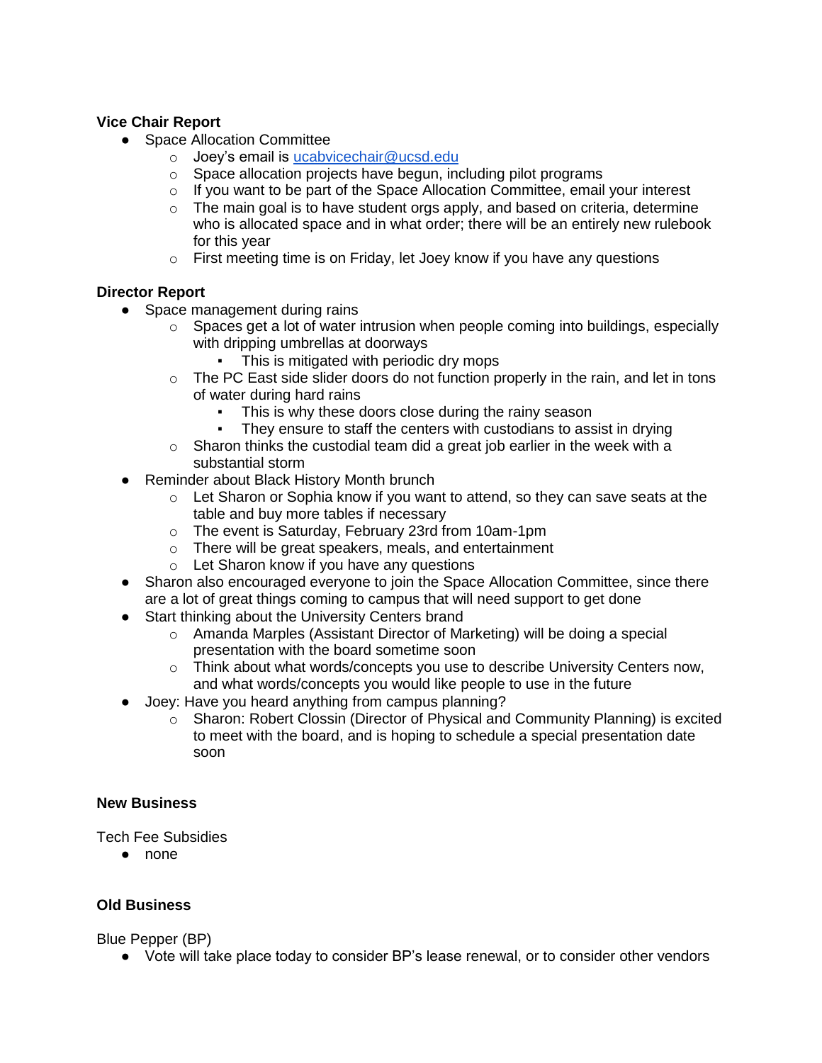**Vice Chair Report**

- Space Allocation Committee
  - Joey's email is [ucabvicechair@ucsd.edu](mailto:ucabvicechair@ucsd.edu)
  - Space allocation projects have begun, including pilot programs
  - If you want to be part of the Space Allocation Committee, email your interest
  - The main goal is to have student orgs apply, and based on criteria, determine who is allocated space and in what order; there will be an entirely new rulebook for this year
  - First meeting time is on Friday, let Joey know if you have any questions

**Director Report**

- Space management during rains
  - Spaces get a lot of water intrusion when people coming into buildings, especially with dripping umbrellas at doorways
    - This is mitigated with periodic dry mops
  - The PC East side slider doors do not function properly in the rain, and let in tons of water during hard rains
    - This is why these doors close during the rainy season
    - They ensure to staff the centers with custodians to assist in drying
  - Sharon thinks the custodial team did a great job earlier in the week with a substantial storm
- Reminder about Black History Month brunch
  - Let Sharon or Sophia know if you want to attend, so they can save seats at the table and buy more tables if necessary
  - The event is Saturday, February 23rd from 10am-1pm
  - There will be great speakers, meals, and entertainment
  - Let Sharon know if you have any questions
- Sharon also encouraged everyone to join the Space Allocation Committee, since there are a lot of great things coming to campus that will need support to get done
- Start thinking about the University Centers brand
  - Amanda Marples (Assistant Director of Marketing) will be doing a special presentation with the board sometime soon
  - Think about what words/concepts you use to describe University Centers now, and what words/concepts you would like people to use in the future
- Joey: Have you heard anything from campus planning?
  - Sharon: Robert Clossin (Director of Physical and Community Planning) is excited to meet with the board, and is hoping to schedule a special presentation date soon

**New Business**

Tech Fee Subsidies

- none

**Old Business**

Blue Pepper (BP)

- Vote will take place today to consider BP's lease renewal, or to consider other vendors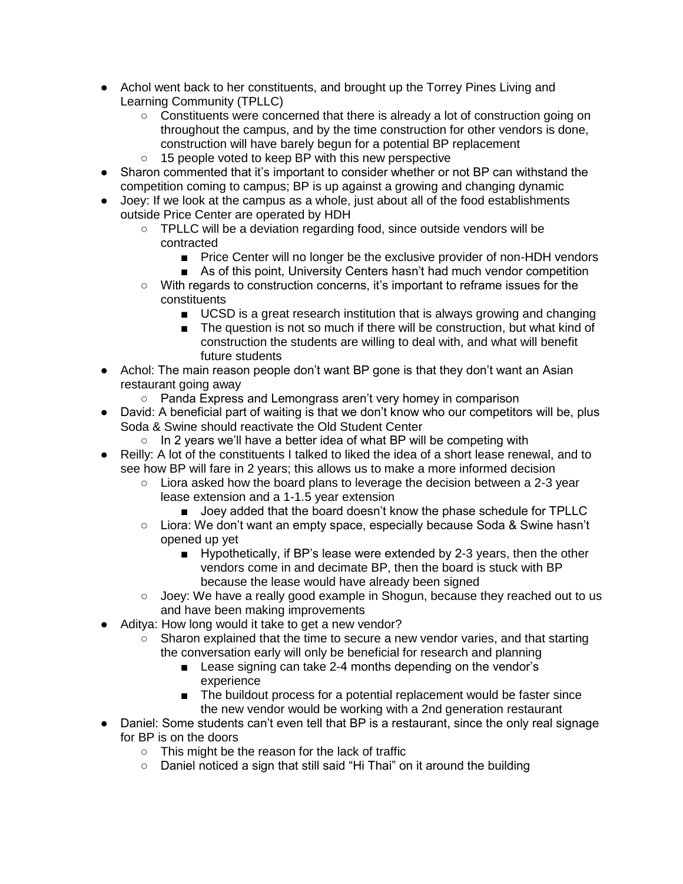- Achol went back to her constituents, and brought up the Torrey Pines Living and Learning Community (TPLLC)
  - Constituents were concerned that there is already a lot of construction going on throughout the campus, and by the time construction for other vendors is done, construction will have barely begun for a potential BP replacement
  - 15 people voted to keep BP with this new perspective
- Sharon commented that it's important to consider whether or not BP can withstand the competition coming to campus; BP is up against a growing and changing dynamic
- Joey: If we look at the campus as a whole, just about all of the food establishments outside Price Center are operated by HDH
  - TPLLC will be a deviation regarding food, since outside vendors will be contracted
    - Price Center will no longer be the exclusive provider of non-HDH vendors
    - As of this point, University Centers hasn't had much vendor competition
  - With regards to construction concerns, it's important to reframe issues for the constituents
    - UCSD is a great research institution that is always growing and changing
    - The question is not so much if there will be construction, but what kind of construction the students are willing to deal with, and what will benefit future students
- Achol: The main reason people don't want BP gone is that they don't want an Asian restaurant going away
  - Panda Express and Lemongrass aren't very homey in comparison
- David: A beneficial part of waiting is that we don't know who our competitors will be, plus Soda & Swine should reactivate the Old Student Center
  - In 2 years we'll have a better idea of what BP will be competing with
- Reilly: A lot of the constituents I talked to liked the idea of a short lease renewal, and to see how BP will fare in 2 years; this allows us to make a more informed decision
  - Liora asked how the board plans to leverage the decision between a 2-3 year lease extension and a 1-1.5 year extension
    - Joey added that the board doesn't know the phase schedule for TPLLC
  - Liora: We don't want an empty space, especially because Soda & Swine hasn't opened up yet
    - Hypothetically, if BP's lease were extended by 2-3 years, then the other vendors come in and decimate BP, then the board is stuck with BP because the lease would have already been signed
  - Joey: We have a really good example in Shogun, because they reached out to us and have been making improvements
- Aditya: How long would it take to get a new vendor?
  - Sharon explained that the time to secure a new vendor varies, and that starting the conversation early will only be beneficial for research and planning
    - Lease signing can take 2-4 months depending on the vendor's experience
    - The buildout process for a potential replacement would be faster since the new vendor would be working with a 2nd generation restaurant
- Daniel: Some students can't even tell that BP is a restaurant, since the only real signage for BP is on the doors
  - This might be the reason for the lack of traffic
  - Daniel noticed a sign that still said "Hi Thai" on it around the building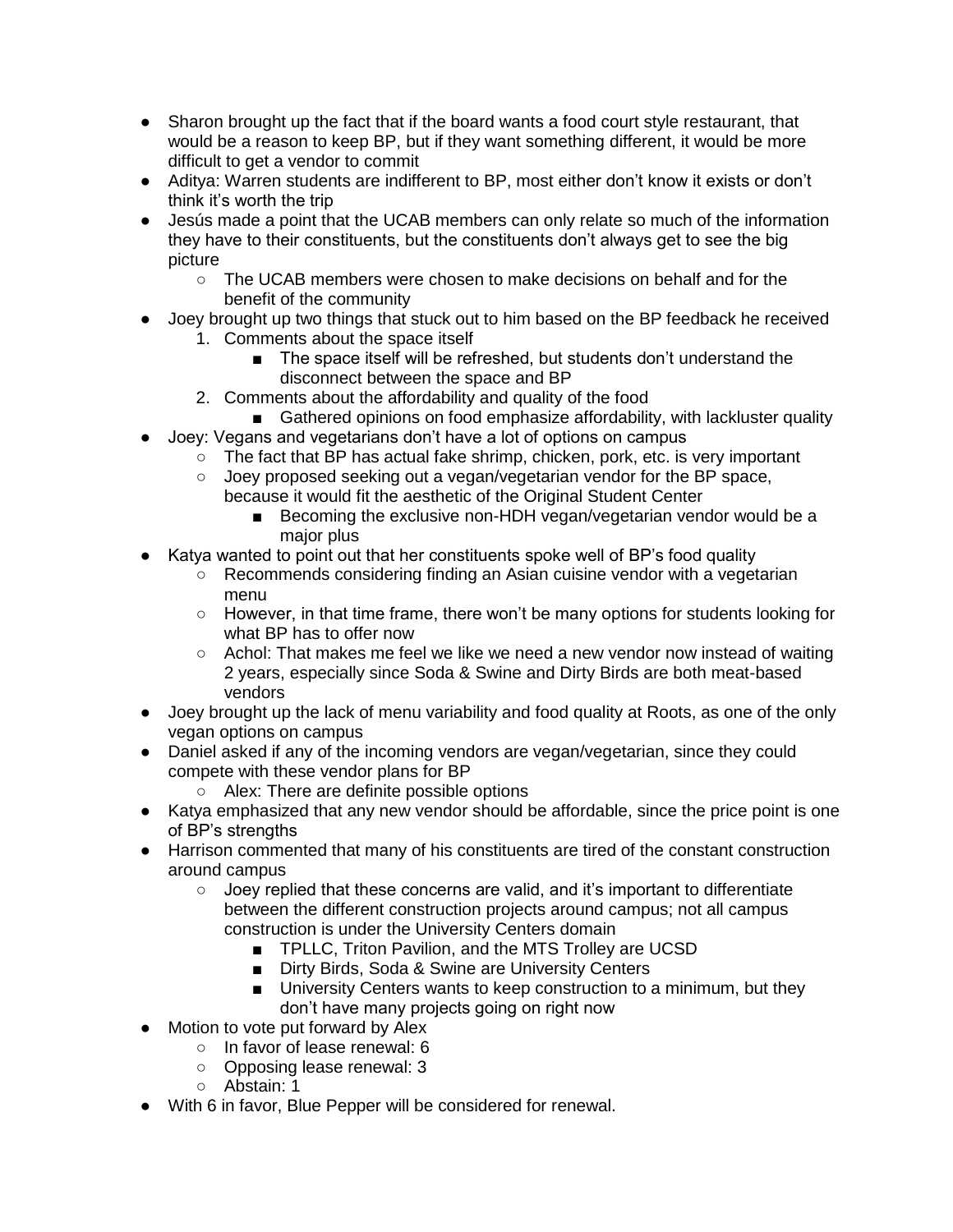- Sharon brought up the fact that if the board wants a food court style restaurant, that would be a reason to keep BP, but if they want something different, it would be more difficult to get a vendor to commit
- Aditya: Warren students are indifferent to BP, most either don't know it exists or don't think it's worth the trip
- Jesús made a point that the UCAB members can only relate so much of the information they have to their constituents, but the constituents don't always get to see the big picture
    - The UCAB members were chosen to make decisions on behalf and for the benefit of the community
- Joey brought up two things that stuck out to him based on the BP feedback he received
    1. Comments about the space itself
        - The space itself will be refreshed, but students don't understand the disconnect between the space and BP
    2. Comments about the affordability and quality of the food
        - Gathered opinions on food emphasize affordability, with lackluster quality
- Joey: Vegans and vegetarians don't have a lot of options on campus
    - The fact that BP has actual fake shrimp, chicken, pork, etc. is very important
    - Joey proposed seeking out a vegan/vegetarian vendor for the BP space, because it would fit the aesthetic of the Original Student Center
        - Becoming the exclusive non-HDH vegan/vegetarian vendor would be a major plus
- Katya wanted to point out that her constituents spoke well of BP's food quality
    - Recommends considering finding an Asian cuisine vendor with a vegetarian menu
    - However, in that time frame, there won't be many options for students looking for what BP has to offer now
    - Achol: That makes me feel we like we need a new vendor now instead of waiting 2 years, especially since Soda & Swine and Dirty Birds are both meat-based vendors
- Joey brought up the lack of menu variability and food quality at Roots, as one of the only vegan options on campus
- Daniel asked if any of the incoming vendors are vegan/vegetarian, since they could compete with these vendor plans for BP
    - Alex: There are definite possible options
- Katya emphasized that any new vendor should be affordable, since the price point is one of BP's strengths
- Harrison commented that many of his constituents are tired of the constant construction around campus
    - Joey replied that these concerns are valid, and it's important to differentiate between the different construction projects around campus; not all campus construction is under the University Centers domain
        - TPLLC, Triton Pavilion, and the MTS Trolley are UCSD
        - Dirty Birds, Soda & Swine are University Centers
        - University Centers wants to keep construction to a minimum, but they don't have many projects going on right now
- Motion to vote put forward by Alex
    - In favor of lease renewal: 6
    - Opposing lease renewal: 3
    - Abstain: 1
- With 6 in favor, Blue Pepper will be considered for renewal.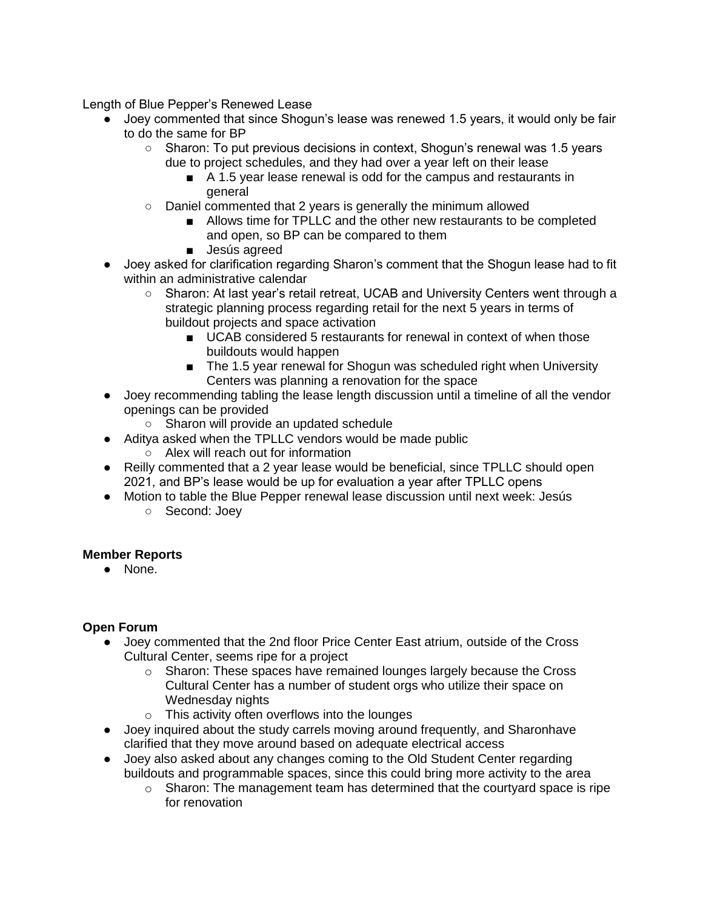Length of Blue Pepper's Renewed Lease

- Joey commented that since Shogun's lease was renewed 1.5 years, it would only be fair to do the same for BP
  - Sharon: To put previous decisions in context, Shogun's renewal was 1.5 years due to project schedules, and they had over a year left on their lease
    - A 1.5 year lease renewal is odd for the campus and restaurants in general
  - Daniel commented that 2 years is generally the minimum allowed
    - Allows time for TPLLC and the other new restaurants to be completed and open, so BP can be compared to them
    - Jesús agreed
- Joey asked for clarification regarding Sharon's comment that the Shogun lease had to fit within an administrative calendar
  - Sharon: At last year's retail retreat, UCAB and University Centers went through a strategic planning process regarding retail for the next 5 years in terms of buildout projects and space activation
    - UCAB considered 5 restaurants for renewal in context of when those buildouts would happen
    - The 1.5 year renewal for Shogun was scheduled right when University Centers was planning a renovation for the space
- Joey recommending tabling the lease length discussion until a timeline of all the vendor openings can be provided
  - Sharon will provide an updated schedule
- Aditya asked when the TPLLC vendors would be made public
  - Alex will reach out for information
- Reilly commented that a 2 year lease would be beneficial, since TPLLC should open 2021, and BP's lease would be up for evaluation a year after TPLLC opens
- Motion to table the Blue Pepper renewal lease discussion until next week: Jesús
  - Second: Joey

**Member Reports**

- None.

**Open Forum**

- Joey commented that the 2nd floor Price Center East atrium, outside of the Cross Cultural Center, seems ripe for a project
  - Sharon: These spaces have remained lounges largely because the Cross Cultural Center has a number of student orgs who utilize their space on Wednesday nights
  - This activity often overflows into the lounges
- Joey inquired about the study carrels moving around frequently, and Sharonhave clarified that they move around based on adequate electrical access
- Joey also asked about any changes coming to the Old Student Center regarding buildouts and programmable spaces, since this could bring more activity to the area
  - Sharon: The management team has determined that the courtyard space is ripe for renovation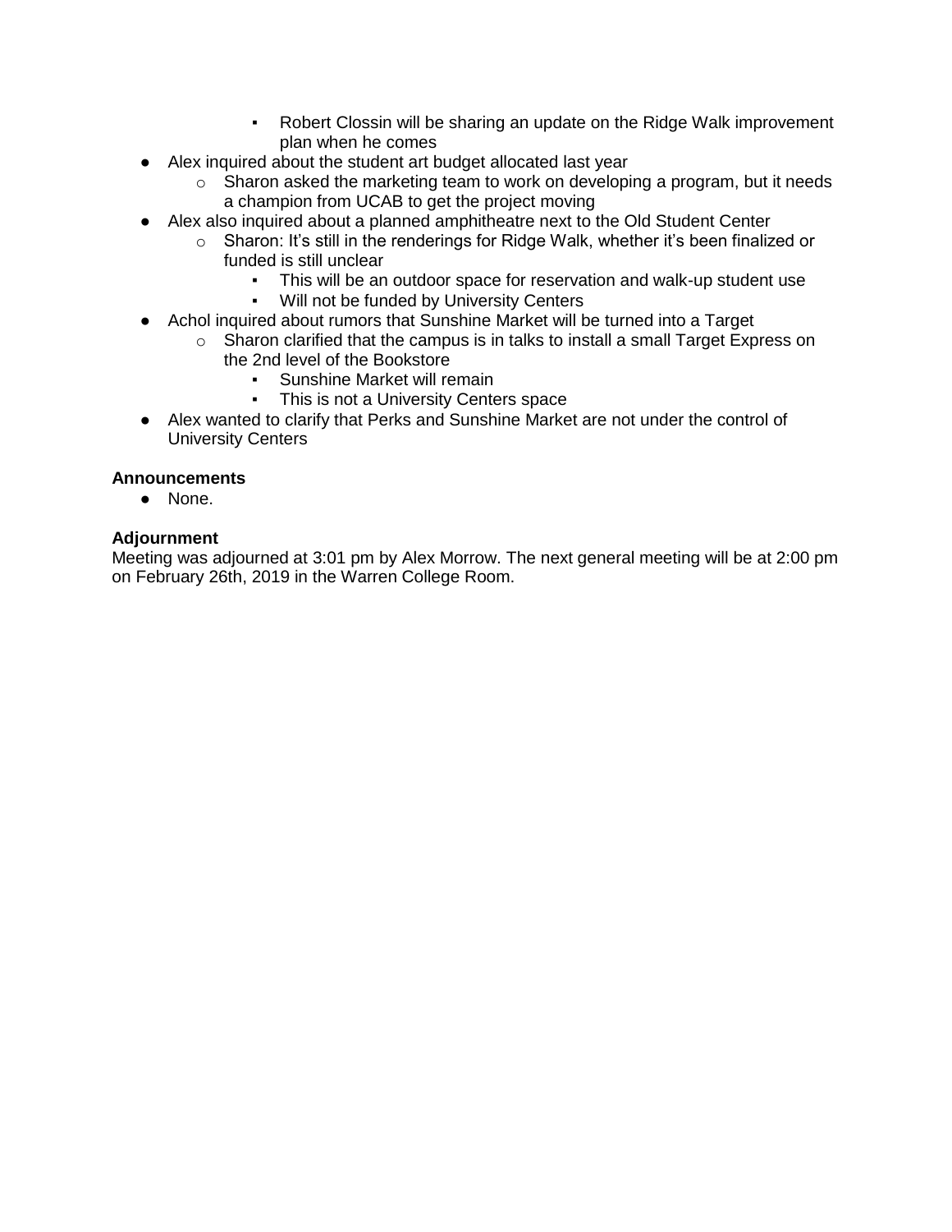- Robert Clossin will be sharing an update on the Ridge Walk improvement plan when he comes
- Alex inquired about the student art budget allocated last year
  - Sharon asked the marketing team to work on developing a program, but it needs a champion from UCAB to get the project moving
- Alex also inquired about a planned amphitheatre next to the Old Student Center
  - Sharon: It's still in the renderings for Ridge Walk, whether it's been finalized or funded is still unclear
    - This will be an outdoor space for reservation and walk-up student use
    - Will not be funded by University Centers
- Achol inquired about rumors that Sunshine Market will be turned into a Target
  - Sharon clarified that the campus is in talks to install a small Target Express on the 2nd level of the Bookstore
    - Sunshine Market will remain
    - This is not a University Centers space
- Alex wanted to clarify that Perks and Sunshine Market are not under the control of University Centers

**Announcements**

- None.

**Adjournment**

Meeting was adjourned at 3:01 pm by Alex Morrow. The next general meeting will be at 2:00 pm on February 26th, 2019 in the Warren College Room.